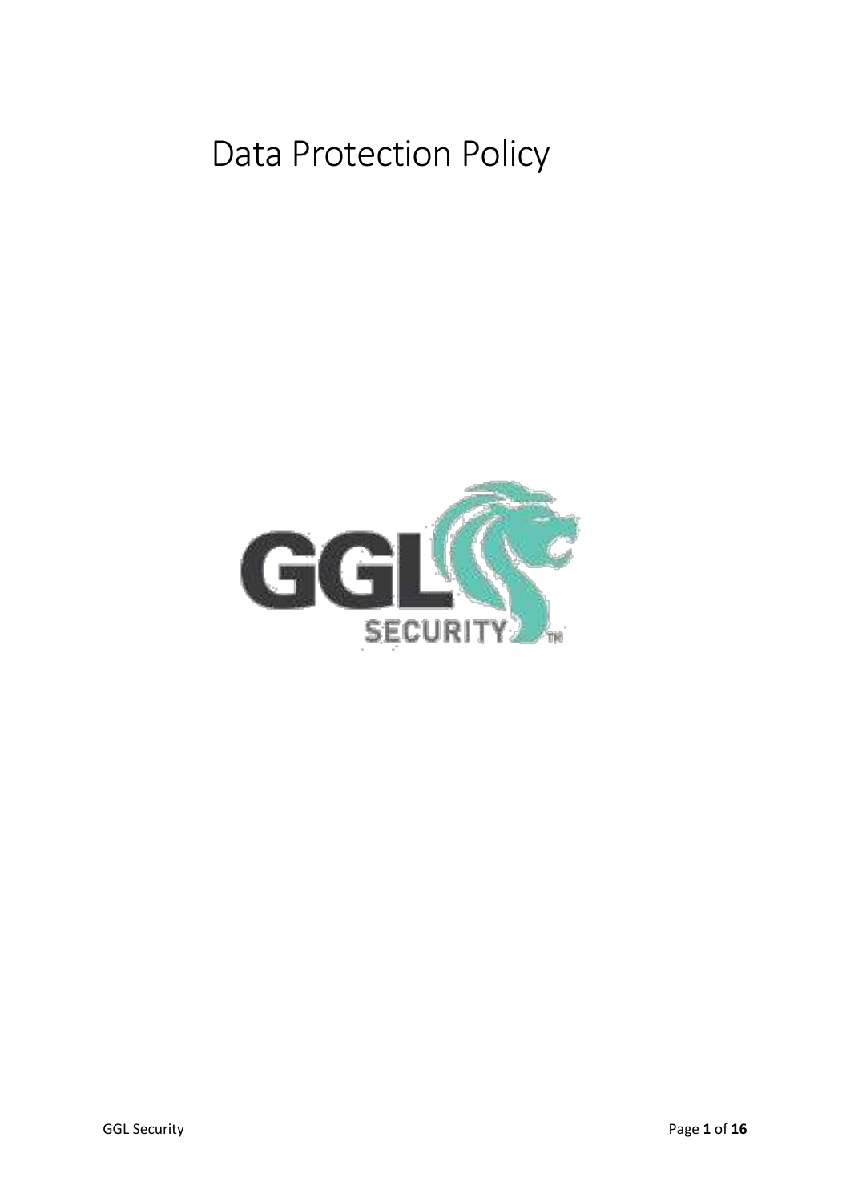# Data Protection Policy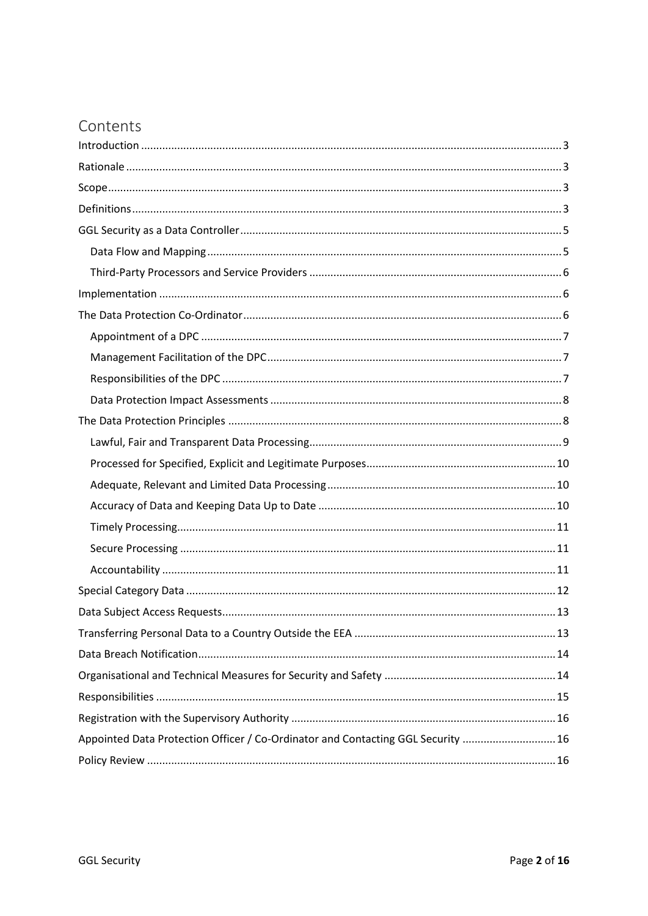# Contents

- Introduction ... 3
- Rationale ... 3
- Scope ... 3
- Definitions ... 3
- GGL Security as a Data Controller ... 5
  - Data Flow and Mapping ... 5
  - Third-Party Processors and Service Providers ... 6
- Implementation ... 6
- The Data Protection Co-Ordinator ... 6
  - Appointment of a DPC ... 7
  - Management Facilitation of the DPC ... 7
  - Responsibilities of the DPC ... 7
  - Data Protection Impact Assessments ... 8
- The Data Protection Principles ... 8
  - Lawful, Fair and Transparent Data Processing ... 9
  - Processed for Specified, Explicit and Legitimate Purposes ... 10
  - Adequate, Relevant and Limited Data Processing ... 10
  - Accuracy of Data and Keeping Data Up to Date ... 10
  - Timely Processing ... 11
  - Secure Processing ... 11
  - Accountability ... 11
- Special Category Data ... 12
- Data Subject Access Requests ... 13
- Transferring Personal Data to a Country Outside the EEA ... 13
- Data Breach Notification ... 14
- Organisational and Technical Measures for Security and Safety ... 14
- Responsibilities ... 15
- Registration with the Supervisory Authority ... 16
- Appointed Data Protection Officer / Co-Ordinator and Contacting GGL Security ... 16
- Policy Review ... 16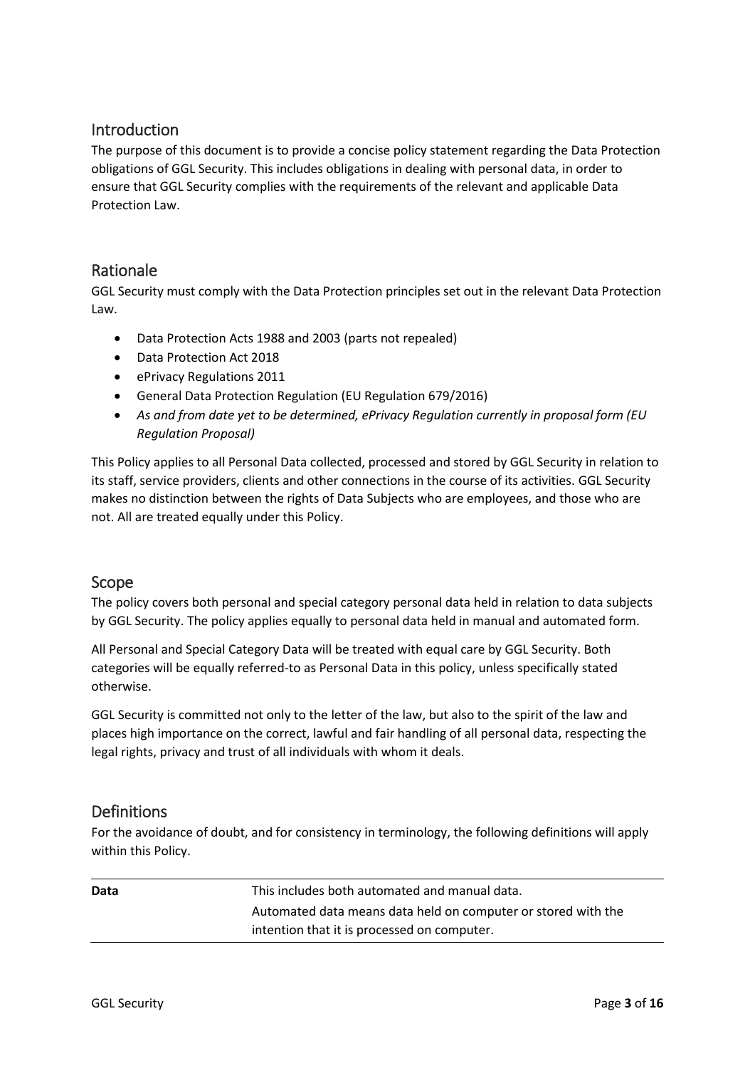## Introduction

The purpose of this document is to provide a concise policy statement regarding the Data Protection obligations of GGL Security. This includes obligations in dealing with personal data, in order to ensure that GGL Security complies with the requirements of the relevant and applicable Data Protection Law.

## Rationale

GGL Security must comply with the Data Protection principles set out in the relevant Data Protection Law.

- Data Protection Acts 1988 and 2003 (parts not repealed)
- Data Protection Act 2018
- ePrivacy Regulations 2011
- General Data Protection Regulation (EU Regulation 679/2016)
- *As and from date yet to be determined, ePrivacy Regulation currently in proposal form (EU Regulation Proposal)*

This Policy applies to all Personal Data collected, processed and stored by GGL Security in relation to its staff, service providers, clients and other connections in the course of its activities. GGL Security makes no distinction between the rights of Data Subjects who are employees, and those who are not. All are treated equally under this Policy.

## Scope

The policy covers both personal and special category personal data held in relation to data subjects by GGL Security. The policy applies equally to personal data held in manual and automated form.

All Personal and Special Category Data will be treated with equal care by GGL Security. Both categories will be equally referred-to as Personal Data in this policy, unless specifically stated otherwise.

GGL Security is committed not only to the letter of the law, but also to the spirit of the law and places high importance on the correct, lawful and fair handling of all personal data, respecting the legal rights, privacy and trust of all individuals with whom it deals.

## Definitions

For the avoidance of doubt, and for consistency in terminology, the following definitions will apply within this Policy.

| | |
|---|---|
| **Data** | This includes both automated and manual data.<br>Automated data means data held on computer or stored with the intention that it is processed on computer. |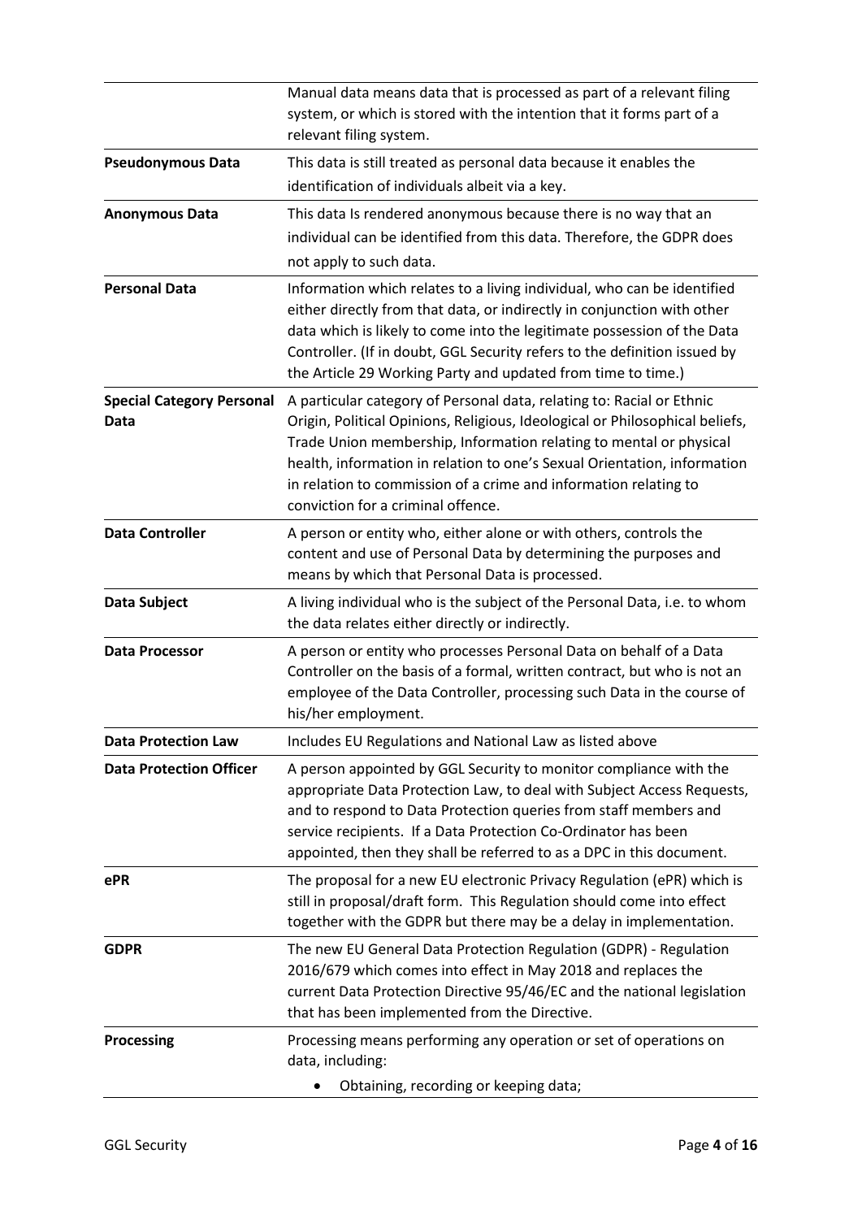| | |
|---|---|
| | Manual data means data that is processed as part of a relevant filing system, or which is stored with the intention that it forms part of a relevant filing system. |
| **Pseudonymous Data** | This data is still treated as personal data because it enables the identification of individuals albeit via a key. |
| **Anonymous Data** | This data Is rendered anonymous because there is no way that an individual can be identified from this data. Therefore, the GDPR does not apply to such data. |
| **Personal Data** | Information which relates to a living individual, who can be identified either directly from that data, or indirectly in conjunction with other data which is likely to come into the legitimate possession of the Data Controller. (If in doubt, GGL Security refers to the definition issued by the Article 29 Working Party and updated from time to time.) |
| **Special Category Personal Data** | A particular category of Personal data, relating to: Racial or Ethnic Origin, Political Opinions, Religious, Ideological or Philosophical beliefs, Trade Union membership, Information relating to mental or physical health, information in relation to one's Sexual Orientation, information in relation to commission of a crime and information relating to conviction for a criminal offence. |
| **Data Controller** | A person or entity who, either alone or with others, controls the content and use of Personal Data by determining the purposes and means by which that Personal Data is processed. |
| **Data Subject** | A living individual who is the subject of the Personal Data, i.e. to whom the data relates either directly or indirectly. |
| **Data Processor** | A person or entity who processes Personal Data on behalf of a Data Controller on the basis of a formal, written contract, but who is not an employee of the Data Controller, processing such Data in the course of his/her employment. |
| **Data Protection Law** | Includes EU Regulations and National Law as listed above |
| **Data Protection Officer** | A person appointed by GGL Security to monitor compliance with the appropriate Data Protection Law, to deal with Subject Access Requests, and to respond to Data Protection queries from staff members and service recipients. If a Data Protection Co-Ordinator has been appointed, then they shall be referred to as a DPC in this document. |
| **ePR** | The proposal for a new EU electronic Privacy Regulation (ePR) which is still in proposal/draft form. This Regulation should come into effect together with the GDPR but there may be a delay in implementation. |
| **GDPR** | The new EU General Data Protection Regulation (GDPR) - Regulation 2016/679 which comes into effect in May 2018 and replaces the current Data Protection Directive 95/46/EC and the national legislation that has been implemented from the Directive. |
| **Processing** | Processing means performing any operation or set of operations on data, including: <br>• Obtaining, recording or keeping data; |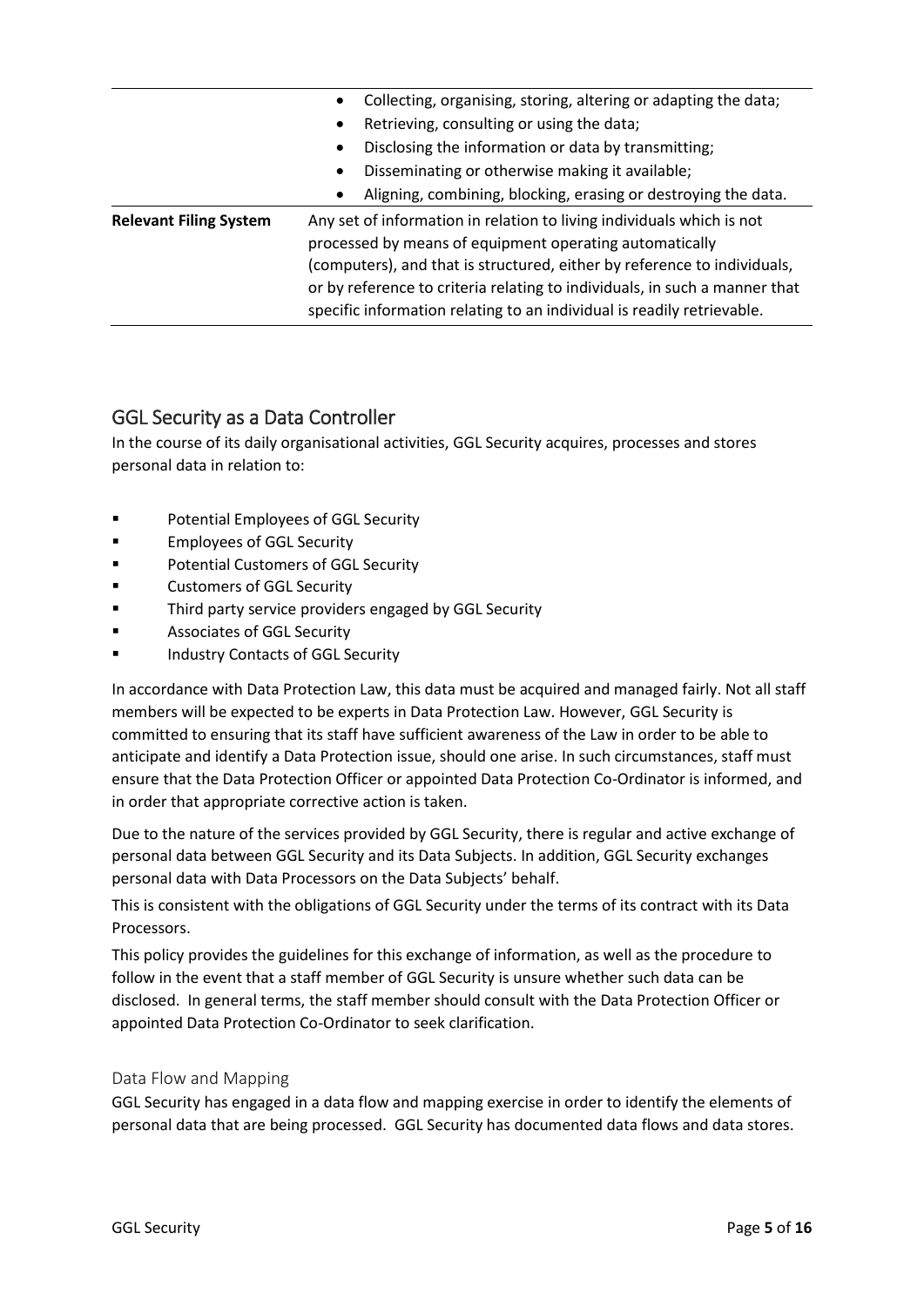| | |
|---|---|
| | • Collecting, organising, storing, altering or adapting the data;<br>• Retrieving, consulting or using the data;<br>• Disclosing the information or data by transmitting;<br>• Disseminating or otherwise making it available;<br>• Aligning, combining, blocking, erasing or destroying the data. |
| **Relevant Filing System** | Any set of information in relation to living individuals which is not processed by means of equipment operating automatically (computers), and that is structured, either by reference to individuals, or by reference to criteria relating to individuals, in such a manner that specific information relating to an individual is readily retrievable. |

## GGL Security as a Data Controller

In the course of its daily organisational activities, GGL Security acquires, processes and stores personal data in relation to:

- Potential Employees of GGL Security
- Employees of GGL Security
- Potential Customers of GGL Security
- Customers of GGL Security
- Third party service providers engaged by GGL Security
- Associates of GGL Security
- Industry Contacts of GGL Security

In accordance with Data Protection Law, this data must be acquired and managed fairly. Not all staff members will be expected to be experts in Data Protection Law. However, GGL Security is committed to ensuring that its staff have sufficient awareness of the Law in order to be able to anticipate and identify a Data Protection issue, should one arise. In such circumstances, staff must ensure that the Data Protection Officer or appointed Data Protection Co-Ordinator is informed, and in order that appropriate corrective action is taken.

Due to the nature of the services provided by GGL Security, there is regular and active exchange of personal data between GGL Security and its Data Subjects. In addition, GGL Security exchanges personal data with Data Processors on the Data Subjects' behalf.

This is consistent with the obligations of GGL Security under the terms of its contract with its Data Processors.

This policy provides the guidelines for this exchange of information, as well as the procedure to follow in the event that a staff member of GGL Security is unsure whether such data can be disclosed. In general terms, the staff member should consult with the Data Protection Officer or appointed Data Protection Co-Ordinator to seek clarification.

### Data Flow and Mapping

GGL Security has engaged in a data flow and mapping exercise in order to identify the elements of personal data that are being processed. GGL Security has documented data flows and data stores.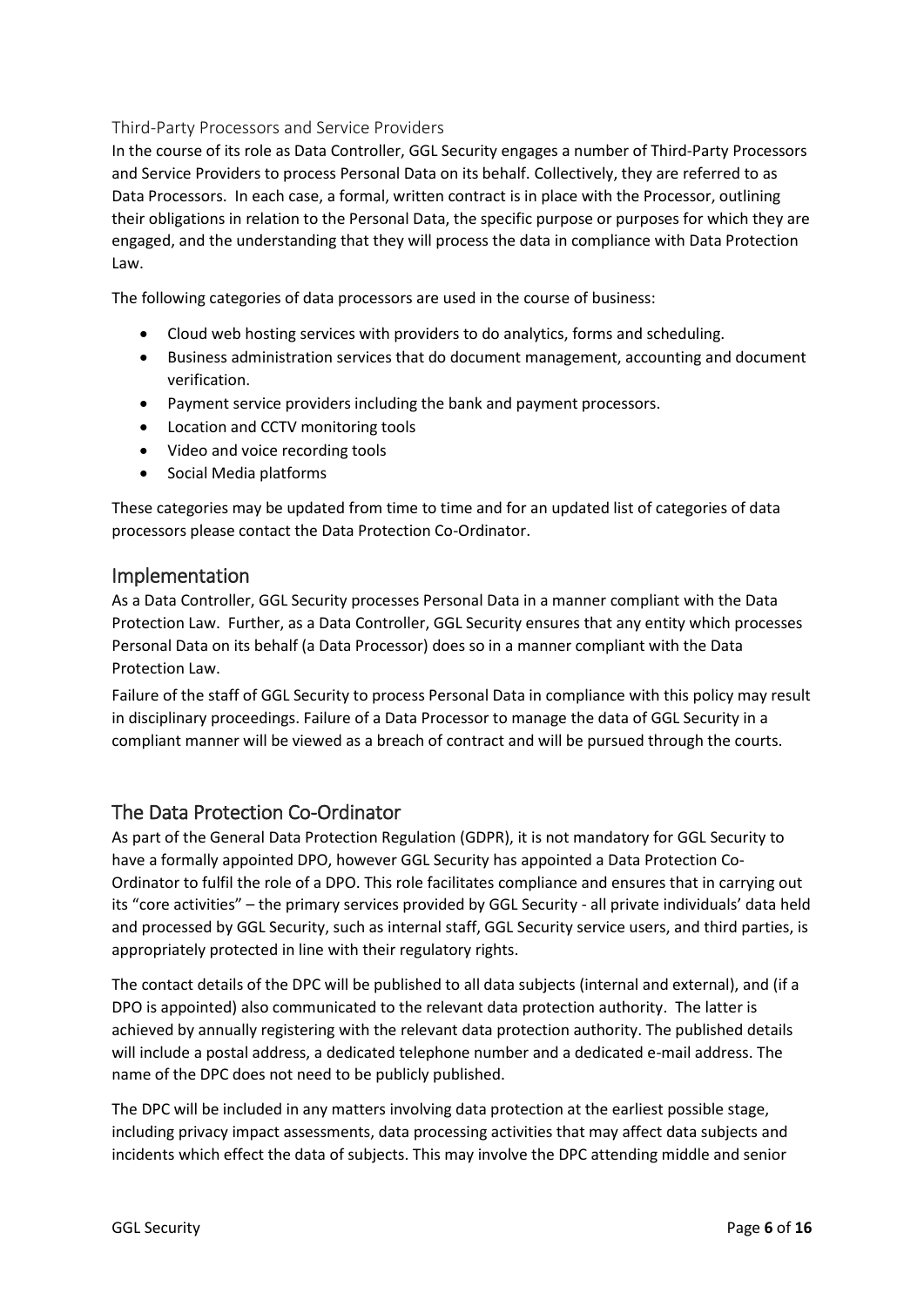### Third-Party Processors and Service Providers

In the course of its role as Data Controller, GGL Security engages a number of Third-Party Processors and Service Providers to process Personal Data on its behalf. Collectively, they are referred to as Data Processors. In each case, a formal, written contract is in place with the Processor, outlining their obligations in relation to the Personal Data, the specific purpose or purposes for which they are engaged, and the understanding that they will process the data in compliance with Data Protection Law.

The following categories of data processors are used in the course of business:

- Cloud web hosting services with providers to do analytics, forms and scheduling.
- Business administration services that do document management, accounting and document verification.
- Payment service providers including the bank and payment processors.
- Location and CCTV monitoring tools
- Video and voice recording tools
- Social Media platforms

These categories may be updated from time to time and for an updated list of categories of data processors please contact the Data Protection Co-Ordinator.

## Implementation

As a Data Controller, GGL Security processes Personal Data in a manner compliant with the Data Protection Law. Further, as a Data Controller, GGL Security ensures that any entity which processes Personal Data on its behalf (a Data Processor) does so in a manner compliant with the Data Protection Law.

Failure of the staff of GGL Security to process Personal Data in compliance with this policy may result in disciplinary proceedings. Failure of a Data Processor to manage the data of GGL Security in a compliant manner will be viewed as a breach of contract and will be pursued through the courts.

## The Data Protection Co-Ordinator

As part of the General Data Protection Regulation (GDPR), it is not mandatory for GGL Security to have a formally appointed DPO, however GGL Security has appointed a Data Protection Co-Ordinator to fulfil the role of a DPO. This role facilitates compliance and ensures that in carrying out its "core activities" – the primary services provided by GGL Security - all private individuals' data held and processed by GGL Security, such as internal staff, GGL Security service users, and third parties, is appropriately protected in line with their regulatory rights.

The contact details of the DPC will be published to all data subjects (internal and external), and (if a DPO is appointed) also communicated to the relevant data protection authority. The latter is achieved by annually registering with the relevant data protection authority. The published details will include a postal address, a dedicated telephone number and a dedicated e-mail address. The name of the DPC does not need to be publicly published.

The DPC will be included in any matters involving data protection at the earliest possible stage, including privacy impact assessments, data processing activities that may affect data subjects and incidents which effect the data of subjects. This may involve the DPC attending middle and senior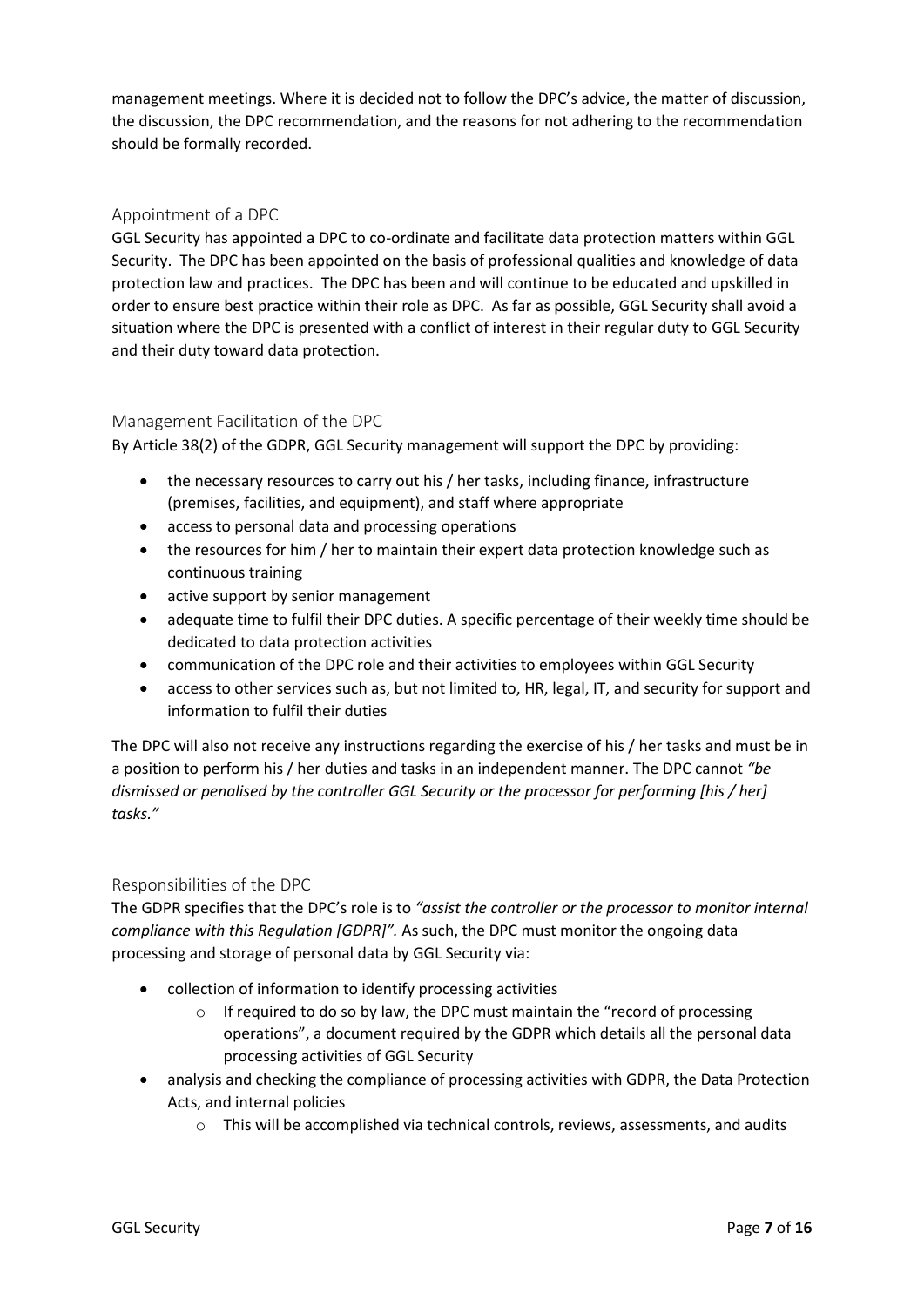management meetings. Where it is decided not to follow the DPC's advice, the matter of discussion, the discussion, the DPC recommendation, and the reasons for not adhering to the recommendation should be formally recorded.

## Appointment of a DPC

GGL Security has appointed a DPC to co-ordinate and facilitate data protection matters within GGL Security. The DPC has been appointed on the basis of professional qualities and knowledge of data protection law and practices. The DPC has been and will continue to be educated and upskilled in order to ensure best practice within their role as DPC. As far as possible, GGL Security shall avoid a situation where the DPC is presented with a conflict of interest in their regular duty to GGL Security and their duty toward data protection.

## Management Facilitation of the DPC

By Article 38(2) of the GDPR, GGL Security management will support the DPC by providing:

- the necessary resources to carry out his / her tasks, including finance, infrastructure (premises, facilities, and equipment), and staff where appropriate
- access to personal data and processing operations
- the resources for him / her to maintain their expert data protection knowledge such as continuous training
- active support by senior management
- adequate time to fulfil their DPC duties. A specific percentage of their weekly time should be dedicated to data protection activities
- communication of the DPC role and their activities to employees within GGL Security
- access to other services such as, but not limited to, HR, legal, IT, and security for support and information to fulfil their duties

The DPC will also not receive any instructions regarding the exercise of his / her tasks and must be in a position to perform his / her duties and tasks in an independent manner. The DPC cannot *"be dismissed or penalised by the controller GGL Security or the processor for performing [his / her] tasks."*

## Responsibilities of the DPC

The GDPR specifies that the DPC's role is to *"assist the controller or the processor to monitor internal compliance with this Regulation [GDPR]".* As such, the DPC must monitor the ongoing data processing and storage of personal data by GGL Security via:

- collection of information to identify processing activities
  - If required to do so by law, the DPC must maintain the "record of processing operations", a document required by the GDPR which details all the personal data processing activities of GGL Security
- analysis and checking the compliance of processing activities with GDPR, the Data Protection Acts, and internal policies
  - This will be accomplished via technical controls, reviews, assessments, and audits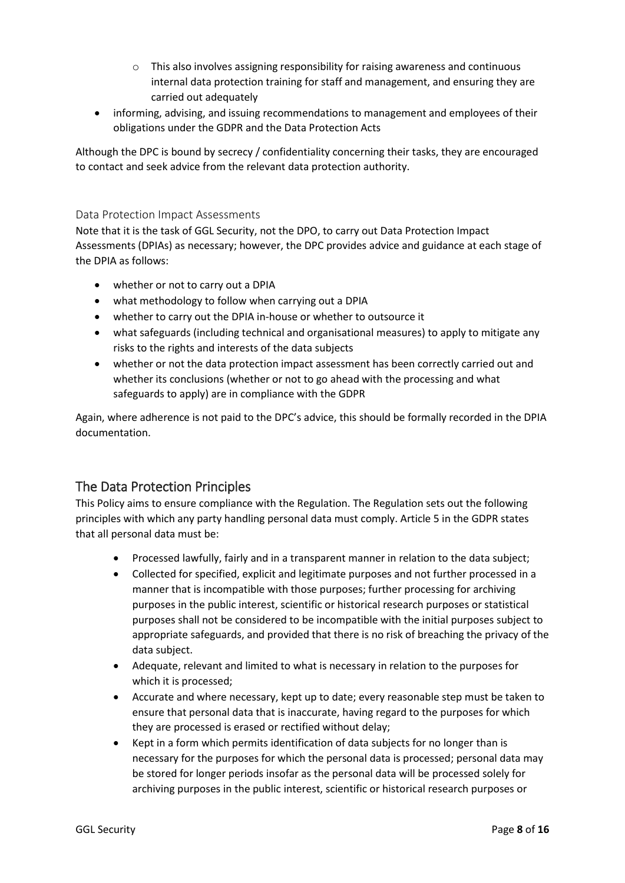- This also involves assigning responsibility for raising awareness and continuous internal data protection training for staff and management, and ensuring they are carried out adequately
- informing, advising, and issuing recommendations to management and employees of their obligations under the GDPR and the Data Protection Acts

Although the DPC is bound by secrecy / confidentiality concerning their tasks, they are encouraged to contact and seek advice from the relevant data protection authority.

### Data Protection Impact Assessments

Note that it is the task of GGL Security, not the DPO, to carry out Data Protection Impact Assessments (DPIAs) as necessary; however, the DPC provides advice and guidance at each stage of the DPIA as follows:

- whether or not to carry out a DPIA
- what methodology to follow when carrying out a DPIA
- whether to carry out the DPIA in-house or whether to outsource it
- what safeguards (including technical and organisational measures) to apply to mitigate any risks to the rights and interests of the data subjects
- whether or not the data protection impact assessment has been correctly carried out and whether its conclusions (whether or not to go ahead with the processing and what safeguards to apply) are in compliance with the GDPR

Again, where adherence is not paid to the DPC's advice, this should be formally recorded in the DPIA documentation.

## The Data Protection Principles

This Policy aims to ensure compliance with the Regulation. The Regulation sets out the following principles with which any party handling personal data must comply. Article 5 in the GDPR states that all personal data must be:

- Processed lawfully, fairly and in a transparent manner in relation to the data subject;
- Collected for specified, explicit and legitimate purposes and not further processed in a manner that is incompatible with those purposes; further processing for archiving purposes in the public interest, scientific or historical research purposes or statistical purposes shall not be considered to be incompatible with the initial purposes subject to appropriate safeguards, and provided that there is no risk of breaching the privacy of the data subject.
- Adequate, relevant and limited to what is necessary in relation to the purposes for which it is processed;
- Accurate and where necessary, kept up to date; every reasonable step must be taken to ensure that personal data that is inaccurate, having regard to the purposes for which they are processed is erased or rectified without delay;
- Kept in a form which permits identification of data subjects for no longer than is necessary for the purposes for which the personal data is processed; personal data may be stored for longer periods insofar as the personal data will be processed solely for archiving purposes in the public interest, scientific or historical research purposes or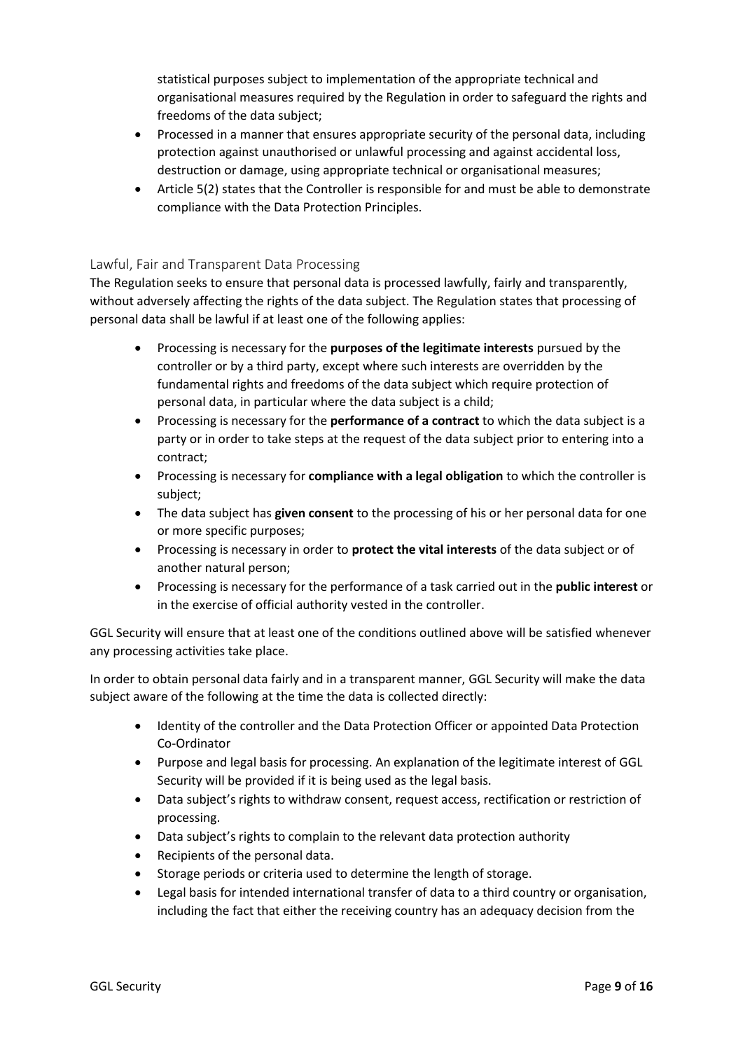statistical purposes subject to implementation of the appropriate technical and organisational measures required by the Regulation in order to safeguard the rights and freedoms of the data subject;

- Processed in a manner that ensures appropriate security of the personal data, including protection against unauthorised or unlawful processing and against accidental loss, destruction or damage, using appropriate technical or organisational measures;
- Article 5(2) states that the Controller is responsible for and must be able to demonstrate compliance with the Data Protection Principles.

## Lawful, Fair and Transparent Data Processing

The Regulation seeks to ensure that personal data is processed lawfully, fairly and transparently, without adversely affecting the rights of the data subject. The Regulation states that processing of personal data shall be lawful if at least one of the following applies:

- Processing is necessary for the **purposes of the legitimate interests** pursued by the controller or by a third party, except where such interests are overridden by the fundamental rights and freedoms of the data subject which require protection of personal data, in particular where the data subject is a child;
- Processing is necessary for the **performance of a contract** to which the data subject is a party or in order to take steps at the request of the data subject prior to entering into a contract;
- Processing is necessary for **compliance with a legal obligation** to which the controller is subject;
- The data subject has **given consent** to the processing of his or her personal data for one or more specific purposes;
- Processing is necessary in order to **protect the vital interests** of the data subject or of another natural person;
- Processing is necessary for the performance of a task carried out in the **public interest** or in the exercise of official authority vested in the controller.

GGL Security will ensure that at least one of the conditions outlined above will be satisfied whenever any processing activities take place.

In order to obtain personal data fairly and in a transparent manner, GGL Security will make the data subject aware of the following at the time the data is collected directly:

- Identity of the controller and the Data Protection Officer or appointed Data Protection Co-Ordinator
- Purpose and legal basis for processing. An explanation of the legitimate interest of GGL Security will be provided if it is being used as the legal basis.
- Data subject's rights to withdraw consent, request access, rectification or restriction of processing.
- Data subject's rights to complain to the relevant data protection authority
- Recipients of the personal data.
- Storage periods or criteria used to determine the length of storage.
- Legal basis for intended international transfer of data to a third country or organisation, including the fact that either the receiving country has an adequacy decision from the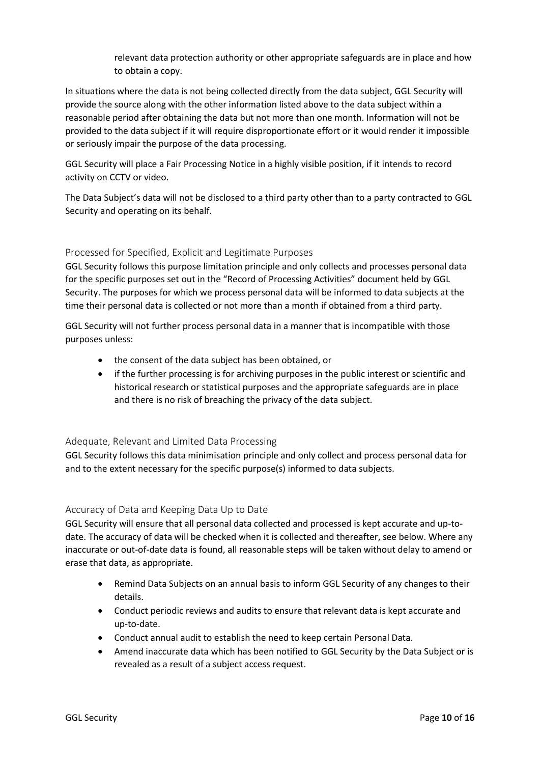relevant data protection authority or other appropriate safeguards are in place and how to obtain a copy.

In situations where the data is not being collected directly from the data subject, GGL Security will provide the source along with the other information listed above to the data subject within a reasonable period after obtaining the data but not more than one month. Information will not be provided to the data subject if it will require disproportionate effort or it would render it impossible or seriously impair the purpose of the data processing.

GGL Security will place a Fair Processing Notice in a highly visible position, if it intends to record activity on CCTV or video.

The Data Subject's data will not be disclosed to a third party other than to a party contracted to GGL Security and operating on its behalf.

### Processed for Specified, Explicit and Legitimate Purposes

GGL Security follows this purpose limitation principle and only collects and processes personal data for the specific purposes set out in the "Record of Processing Activities" document held by GGL Security. The purposes for which we process personal data will be informed to data subjects at the time their personal data is collected or not more than a month if obtained from a third party.

GGL Security will not further process personal data in a manner that is incompatible with those purposes unless:

- the consent of the data subject has been obtained, or
- if the further processing is for archiving purposes in the public interest or scientific and historical research or statistical purposes and the appropriate safeguards are in place and there is no risk of breaching the privacy of the data subject.

### Adequate, Relevant and Limited Data Processing

GGL Security follows this data minimisation principle and only collect and process personal data for and to the extent necessary for the specific purpose(s) informed to data subjects.

### Accuracy of Data and Keeping Data Up to Date

GGL Security will ensure that all personal data collected and processed is kept accurate and up-to-date. The accuracy of data will be checked when it is collected and thereafter, see below. Where any inaccurate or out-of-date data is found, all reasonable steps will be taken without delay to amend or erase that data, as appropriate.

- Remind Data Subjects on an annual basis to inform GGL Security of any changes to their details.
- Conduct periodic reviews and audits to ensure that relevant data is kept accurate and up-to-date.
- Conduct annual audit to establish the need to keep certain Personal Data.
- Amend inaccurate data which has been notified to GGL Security by the Data Subject or is revealed as a result of a subject access request.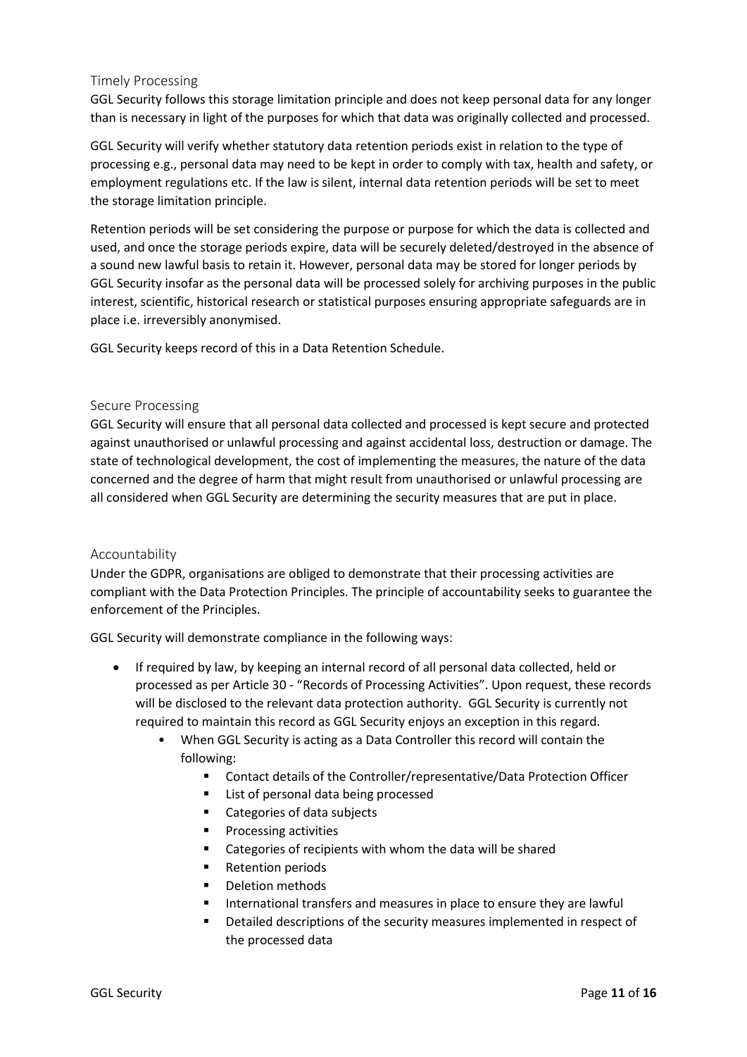## Timely Processing

GGL Security follows this storage limitation principle and does not keep personal data for any longer than is necessary in light of the purposes for which that data was originally collected and processed.

GGL Security will verify whether statutory data retention periods exist in relation to the type of processing e.g., personal data may need to be kept in order to comply with tax, health and safety, or employment regulations etc. If the law is silent, internal data retention periods will be set to meet the storage limitation principle.

Retention periods will be set considering the purpose or purpose for which the data is collected and used, and once the storage periods expire, data will be securely deleted/destroyed in the absence of a sound new lawful basis to retain it. However, personal data may be stored for longer periods by GGL Security insofar as the personal data will be processed solely for archiving purposes in the public interest, scientific, historical research or statistical purposes ensuring appropriate safeguards are in place i.e. irreversibly anonymised.

GGL Security keeps record of this in a Data Retention Schedule.

## Secure Processing

GGL Security will ensure that all personal data collected and processed is kept secure and protected against unauthorised or unlawful processing and against accidental loss, destruction or damage. The state of technological development, the cost of implementing the measures, the nature of the data concerned and the degree of harm that might result from unauthorised or unlawful processing are all considered when GGL Security are determining the security measures that are put in place.

## Accountability

Under the GDPR, organisations are obliged to demonstrate that their processing activities are compliant with the Data Protection Principles. The principle of accountability seeks to guarantee the enforcement of the Principles.

GGL Security will demonstrate compliance in the following ways:

- If required by law, by keeping an internal record of all personal data collected, held or processed as per Article 30 - "Records of Processing Activities". Upon request, these records will be disclosed to the relevant data protection authority. GGL Security is currently not required to maintain this record as GGL Security enjoys an exception in this regard.
    - When GGL Security is acting as a Data Controller this record will contain the following:
        - Contact details of the Controller/representative/Data Protection Officer
        - List of personal data being processed
        - Categories of data subjects
        - Processing activities
        - Categories of recipients with whom the data will be shared
        - Retention periods
        - Deletion methods
        - International transfers and measures in place to ensure they are lawful
        - Detailed descriptions of the security measures implemented in respect of the processed data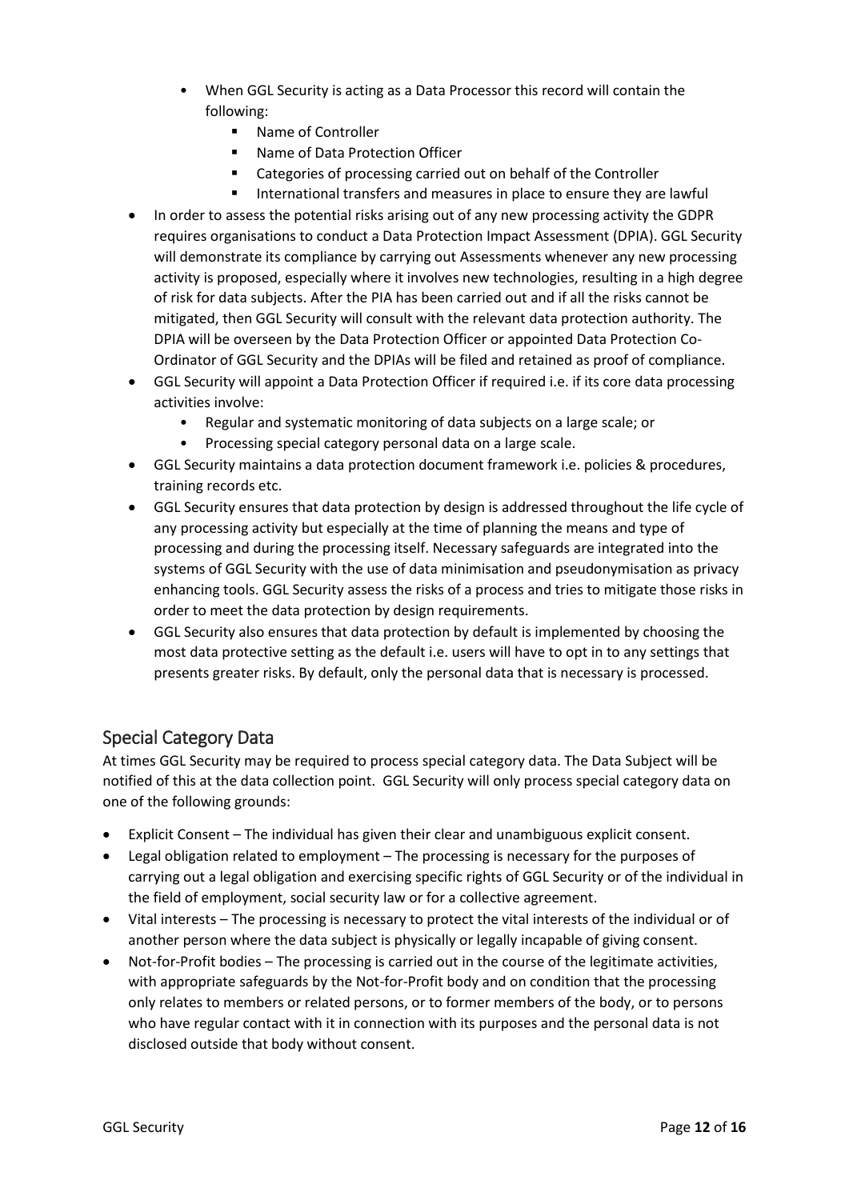- When GGL Security is acting as a Data Processor this record will contain the following:
  - Name of Controller
  - Name of Data Protection Officer
  - Categories of processing carried out on behalf of the Controller
  - International transfers and measures in place to ensure they are lawful
- In order to assess the potential risks arising out of any new processing activity the GDPR requires organisations to conduct a Data Protection Impact Assessment (DPIA). GGL Security will demonstrate its compliance by carrying out Assessments whenever any new processing activity is proposed, especially where it involves new technologies, resulting in a high degree of risk for data subjects. After the PIA has been carried out and if all the risks cannot be mitigated, then GGL Security will consult with the relevant data protection authority. The DPIA will be overseen by the Data Protection Officer or appointed Data Protection Co-Ordinator of GGL Security and the DPIAs will be filed and retained as proof of compliance.
- GGL Security will appoint a Data Protection Officer if required i.e. if its core data processing activities involve:
  - Regular and systematic monitoring of data subjects on a large scale; or
  - Processing special category personal data on a large scale.
- GGL Security maintains a data protection document framework i.e. policies & procedures, training records etc.
- GGL Security ensures that data protection by design is addressed throughout the life cycle of any processing activity but especially at the time of planning the means and type of processing and during the processing itself. Necessary safeguards are integrated into the systems of GGL Security with the use of data minimisation and pseudonymisation as privacy enhancing tools. GGL Security assess the risks of a process and tries to mitigate those risks in order to meet the data protection by design requirements.
- GGL Security also ensures that data protection by default is implemented by choosing the most data protective setting as the default i.e. users will have to opt in to any settings that presents greater risks. By default, only the personal data that is necessary is processed.

## Special Category Data

At times GGL Security may be required to process special category data. The Data Subject will be notified of this at the data collection point. GGL Security will only process special category data on one of the following grounds:

- Explicit Consent – The individual has given their clear and unambiguous explicit consent.
- Legal obligation related to employment – The processing is necessary for the purposes of carrying out a legal obligation and exercising specific rights of GGL Security or of the individual in the field of employment, social security law or for a collective agreement.
- Vital interests – The processing is necessary to protect the vital interests of the individual or of another person where the data subject is physically or legally incapable of giving consent.
- Not-for-Profit bodies – The processing is carried out in the course of the legitimate activities, with appropriate safeguards by the Not-for-Profit body and on condition that the processing only relates to members or related persons, or to former members of the body, or to persons who have regular contact with it in connection with its purposes and the personal data is not disclosed outside that body without consent.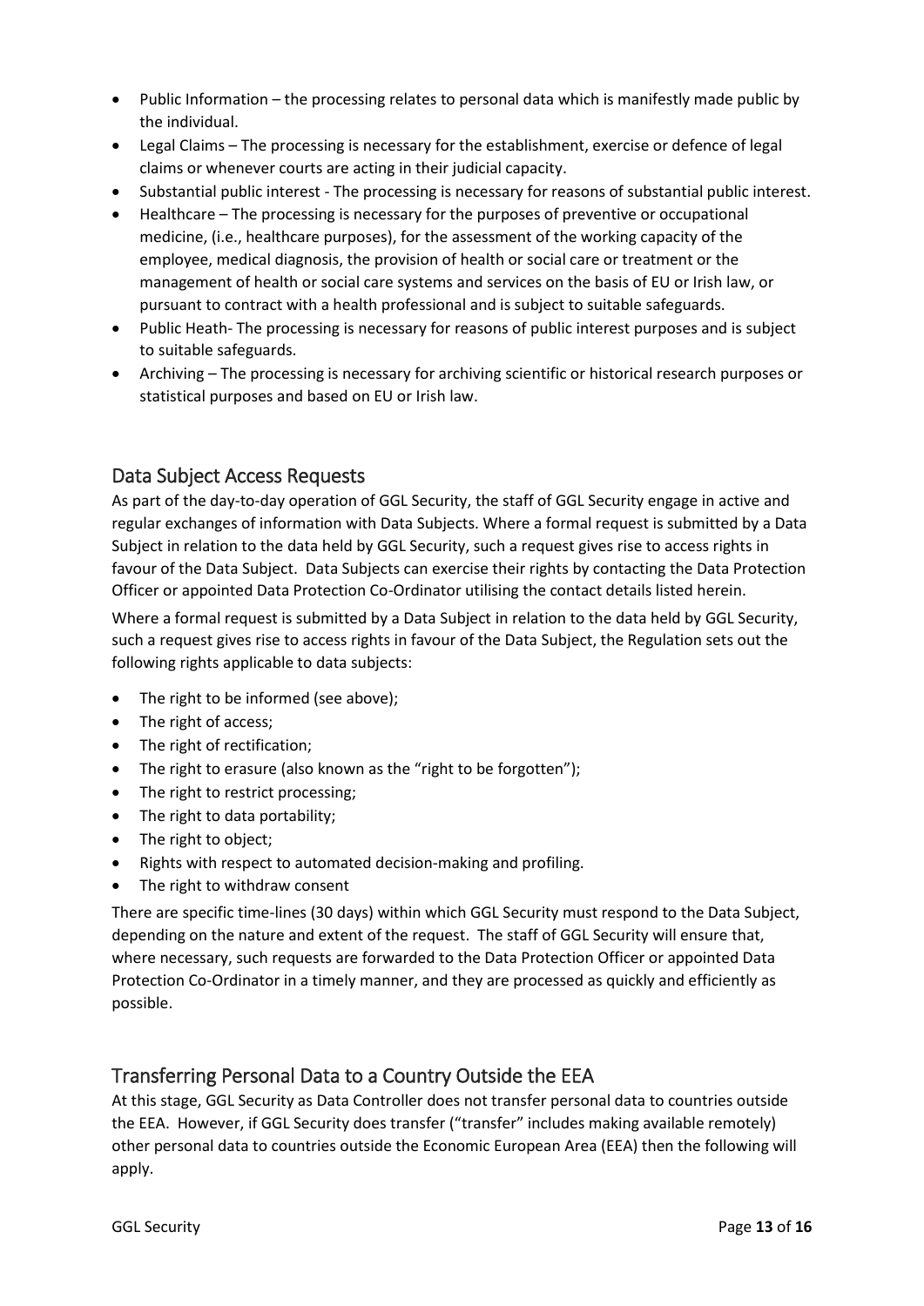- Public Information – the processing relates to personal data which is manifestly made public by the individual.
- Legal Claims – The processing is necessary for the establishment, exercise or defence of legal claims or whenever courts are acting in their judicial capacity.
- Substantial public interest - The processing is necessary for reasons of substantial public interest.
- Healthcare – The processing is necessary for the purposes of preventive or occupational medicine, (i.e., healthcare purposes), for the assessment of the working capacity of the employee, medical diagnosis, the provision of health or social care or treatment or the management of health or social care systems and services on the basis of EU or Irish law, or pursuant to contract with a health professional and is subject to suitable safeguards.
- Public Heath- The processing is necessary for reasons of public interest purposes and is subject to suitable safeguards.
- Archiving – The processing is necessary for archiving scientific or historical research purposes or statistical purposes and based on EU or Irish law.

## Data Subject Access Requests

As part of the day-to-day operation of GGL Security, the staff of GGL Security engage in active and regular exchanges of information with Data Subjects. Where a formal request is submitted by a Data Subject in relation to the data held by GGL Security, such a request gives rise to access rights in favour of the Data Subject. Data Subjects can exercise their rights by contacting the Data Protection Officer or appointed Data Protection Co-Ordinator utilising the contact details listed herein.

Where a formal request is submitted by a Data Subject in relation to the data held by GGL Security, such a request gives rise to access rights in favour of the Data Subject, the Regulation sets out the following rights applicable to data subjects:

- The right to be informed (see above);
- The right of access;
- The right of rectification;
- The right to erasure (also known as the "right to be forgotten");
- The right to restrict processing;
- The right to data portability;
- The right to object;
- Rights with respect to automated decision-making and profiling.
- The right to withdraw consent

There are specific time-lines (30 days) within which GGL Security must respond to the Data Subject, depending on the nature and extent of the request. The staff of GGL Security will ensure that, where necessary, such requests are forwarded to the Data Protection Officer or appointed Data Protection Co-Ordinator in a timely manner, and they are processed as quickly and efficiently as possible.

## Transferring Personal Data to a Country Outside the EEA

At this stage, GGL Security as Data Controller does not transfer personal data to countries outside the EEA. However, if GGL Security does transfer ("transfer" includes making available remotely) other personal data to countries outside the Economic European Area (EEA) then the following will apply.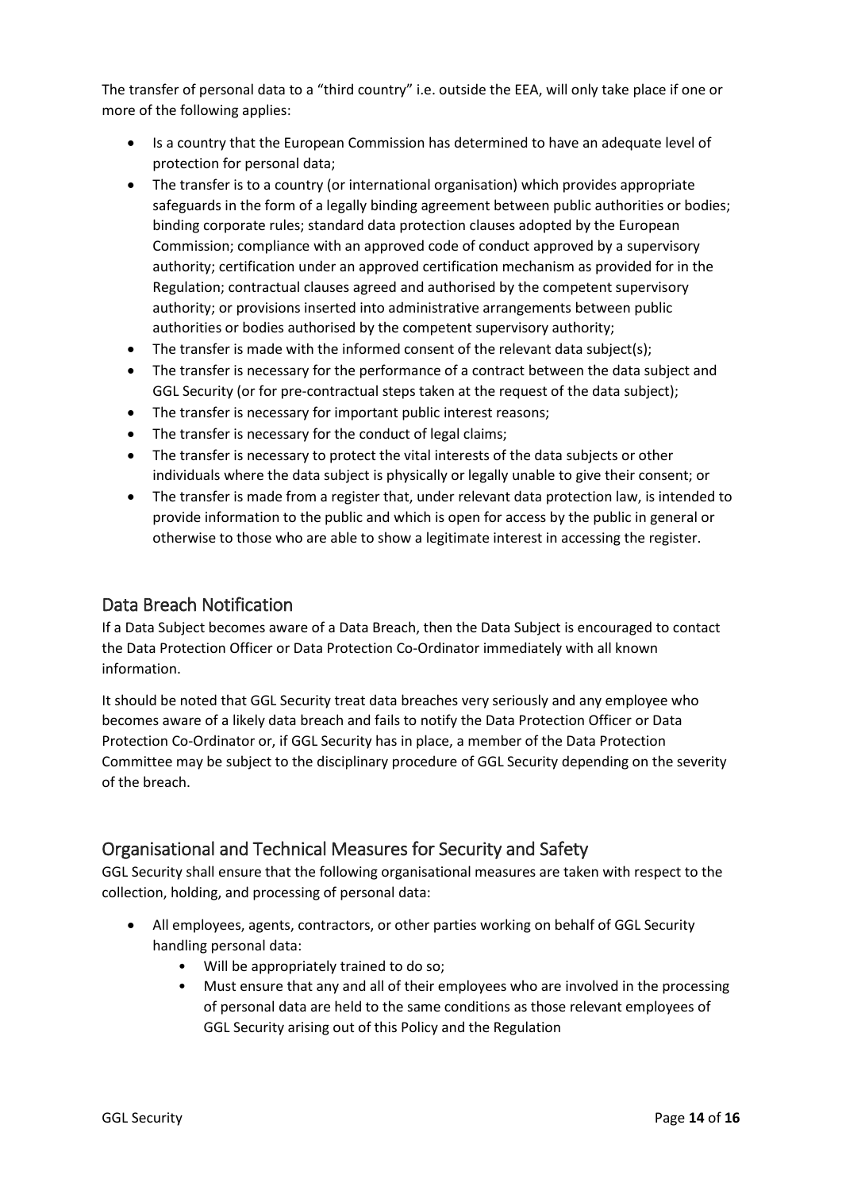The transfer of personal data to a "third country" i.e. outside the EEA, will only take place if one or more of the following applies:

- Is a country that the European Commission has determined to have an adequate level of protection for personal data;
- The transfer is to a country (or international organisation) which provides appropriate safeguards in the form of a legally binding agreement between public authorities or bodies; binding corporate rules; standard data protection clauses adopted by the European Commission; compliance with an approved code of conduct approved by a supervisory authority; certification under an approved certification mechanism as provided for in the Regulation; contractual clauses agreed and authorised by the competent supervisory authority; or provisions inserted into administrative arrangements between public authorities or bodies authorised by the competent supervisory authority;
- The transfer is made with the informed consent of the relevant data subject(s);
- The transfer is necessary for the performance of a contract between the data subject and GGL Security (or for pre-contractual steps taken at the request of the data subject);
- The transfer is necessary for important public interest reasons;
- The transfer is necessary for the conduct of legal claims;
- The transfer is necessary to protect the vital interests of the data subjects or other individuals where the data subject is physically or legally unable to give their consent; or
- The transfer is made from a register that, under relevant data protection law, is intended to provide information to the public and which is open for access by the public in general or otherwise to those who are able to show a legitimate interest in accessing the register.

## Data Breach Notification

If a Data Subject becomes aware of a Data Breach, then the Data Subject is encouraged to contact the Data Protection Officer or Data Protection Co-Ordinator immediately with all known information.

It should be noted that GGL Security treat data breaches very seriously and any employee who becomes aware of a likely data breach and fails to notify the Data Protection Officer or Data Protection Co-Ordinator or, if GGL Security has in place, a member of the Data Protection Committee may be subject to the disciplinary procedure of GGL Security depending on the severity of the breach.

## Organisational and Technical Measures for Security and Safety

GGL Security shall ensure that the following organisational measures are taken with respect to the collection, holding, and processing of personal data:

- All employees, agents, contractors, or other parties working on behalf of GGL Security handling personal data:
    - Will be appropriately trained to do so;
    - Must ensure that any and all of their employees who are involved in the processing of personal data are held to the same conditions as those relevant employees of GGL Security arising out of this Policy and the Regulation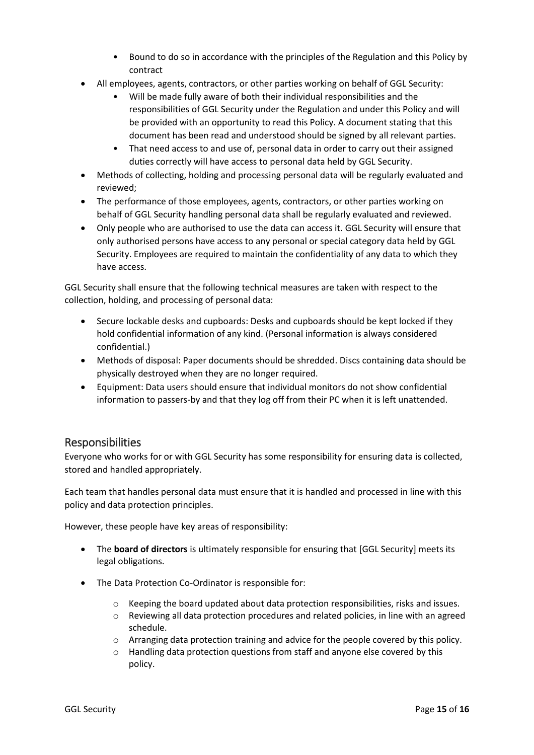- Bound to do so in accordance with the principles of the Regulation and this Policy by contract
- All employees, agents, contractors, or other parties working on behalf of GGL Security:
    - Will be made fully aware of both their individual responsibilities and the responsibilities of GGL Security under the Regulation and under this Policy and will be provided with an opportunity to read this Policy. A document stating that this document has been read and understood should be signed by all relevant parties.
    - That need access to and use of, personal data in order to carry out their assigned duties correctly will have access to personal data held by GGL Security.
- Methods of collecting, holding and processing personal data will be regularly evaluated and reviewed;
- The performance of those employees, agents, contractors, or other parties working on behalf of GGL Security handling personal data shall be regularly evaluated and reviewed.
- Only people who are authorised to use the data can access it. GGL Security will ensure that only authorised persons have access to any personal or special category data held by GGL Security. Employees are required to maintain the confidentiality of any data to which they have access.

GGL Security shall ensure that the following technical measures are taken with respect to the collection, holding, and processing of personal data:

- Secure lockable desks and cupboards: Desks and cupboards should be kept locked if they hold confidential information of any kind. (Personal information is always considered confidential.)
- Methods of disposal: Paper documents should be shredded. Discs containing data should be physically destroyed when they are no longer required.
- Equipment: Data users should ensure that individual monitors do not show confidential information to passers-by and that they log off from their PC when it is left unattended.

## Responsibilities

Everyone who works for or with GGL Security has some responsibility for ensuring data is collected, stored and handled appropriately.

Each team that handles personal data must ensure that it is handled and processed in line with this policy and data protection principles.

However, these people have key areas of responsibility:

- The **board of directors** is ultimately responsible for ensuring that [GGL Security] meets its legal obligations.

- The Data Protection Co-Ordinator is responsible for:

    - Keeping the board updated about data protection responsibilities, risks and issues.
    - Reviewing all data protection procedures and related policies, in line with an agreed schedule.
    - Arranging data protection training and advice for the people covered by this policy.
    - Handling data protection questions from staff and anyone else covered by this policy.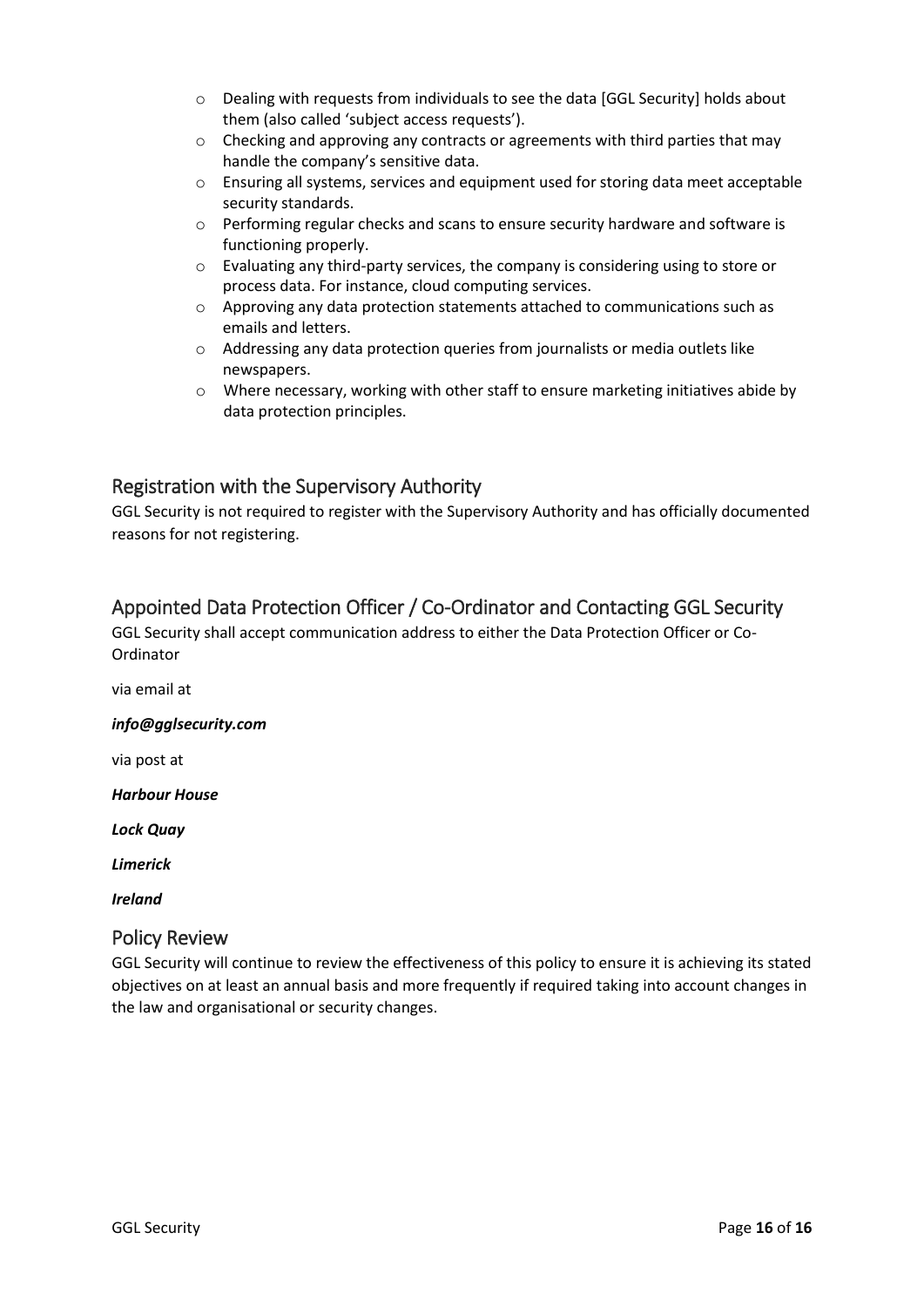- Dealing with requests from individuals to see the data [GGL Security] holds about them (also called 'subject access requests').
- Checking and approving any contracts or agreements with third parties that may handle the company's sensitive data.
- Ensuring all systems, services and equipment used for storing data meet acceptable security standards.
- Performing regular checks and scans to ensure security hardware and software is functioning properly.
- Evaluating any third-party services, the company is considering using to store or process data. For instance, cloud computing services.
- Approving any data protection statements attached to communications such as emails and letters.
- Addressing any data protection queries from journalists or media outlets like newspapers.
- Where necessary, working with other staff to ensure marketing initiatives abide by data protection principles.

## Registration with the Supervisory Authority

GGL Security is not required to register with the Supervisory Authority and has officially documented reasons for not registering.

## Appointed Data Protection Officer / Co-Ordinator and Contacting GGL Security

GGL Security shall accept communication address to either the Data Protection Officer or Co-Ordinator

via email at

***info@gglsecurity.com***

via post at

***Harbour House***

***Lock Quay***

***Limerick***

***Ireland***

## Policy Review

GGL Security will continue to review the effectiveness of this policy to ensure it is achieving its stated objectives on at least an annual basis and more frequently if required taking into account changes in the law and organisational or security changes.